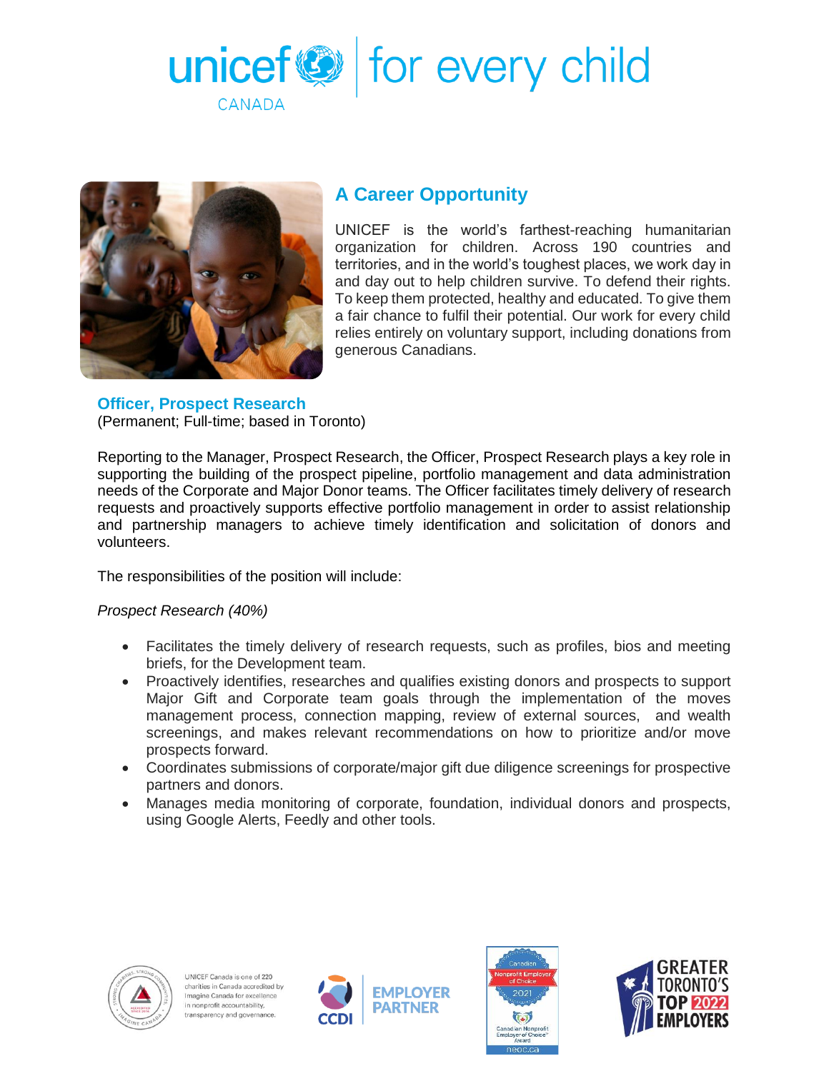unicef for every child

CANADA

## A Career Opportunity

UNICEF is the world's farthest-reaching humanitarian organization for children. Across 190 countries and territories, and in the world's toughest places, we work day in and day out to help children survive. To defend their rights. To keep them protected, healthy and educated. To give them a fair chance to fulfil their potential. Our work for every child relies entirely on voluntary support, including donations from generous Canadians.

### Officer, Prospect Research

(Permanent; Full-time; based in Toronto)

Reporting to the Manager, Prospect Research, the Officer, Prospect Research plays a key role in supporting the building of the prospect pipeline, portfolio management and data administration needs of the Corporate and Major Donor teams. The Officer facilitates timely delivery of research requests and proactively supports effective portfolio management in order to assist relationship and partnership managers to achieve timely identification and solicitation of donors and volunteers.

The responsibilities of the position will include:

*Prospect Research (40%)*

- Facilitates the timely delivery of research requests, such as profiles, bios and meeting briefs, for the Development team.
- Proactively identifies, researches and qualifies existing donors and prospects to support Major Gift and Corporate team goals through the implementation of the moves management process, connection mapping, review of external sources, and wealth screenings, and makes relevant recommendations on how to prioritize and/or move prospects forward.
- Coordinates submissions of corporate/major gift due diligence screenings for prospective partners and donors.
- Manages media monitoring of corporate, foundation, individual donors and prospects, using Google Alerts, Feedly and other tools.

UNICEF Canada is one of 220 charities in Canada accredited by Imagine Canada for excellence in nonprofit accountability, transparency and governance.

CCDI EMPLOYER PARTNER

Canadian Nonprofit Employer of Choice 2021

GREATER TORONTO'S TOP 2022 EMPLOYERS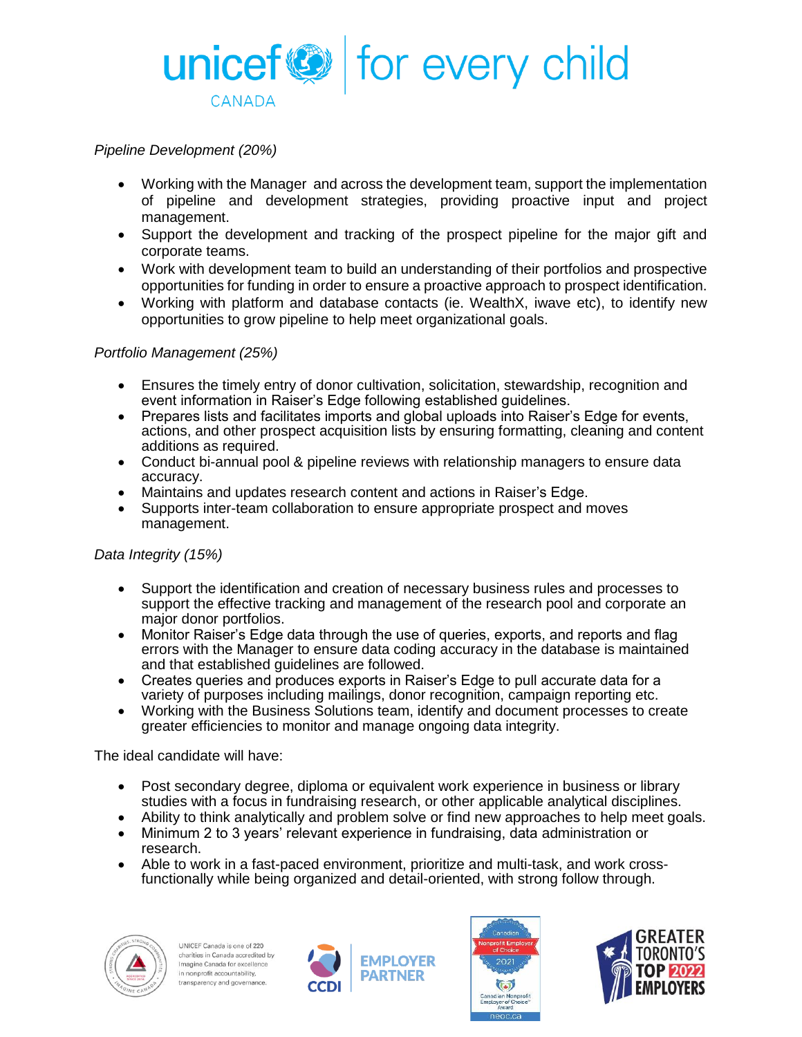*Pipeline Development (20%)*

- Working with the Manager and across the development team, support the implementation of pipeline and development strategies, providing proactive input and project management.
- Support the development and tracking of the prospect pipeline for the major gift and corporate teams.
- Work with development team to build an understanding of their portfolios and prospective opportunities for funding in order to ensure a proactive approach to prospect identification.
- Working with platform and database contacts (ie. WealthX, iwave etc), to identify new opportunities to grow pipeline to help meet organizational goals.

*Portfolio Management (25%)*

- Ensures the timely entry of donor cultivation, solicitation, stewardship, recognition and event information in Raiser's Edge following established guidelines.
- Prepares lists and facilitates imports and global uploads into Raiser's Edge for events, actions, and other prospect acquisition lists by ensuring formatting, cleaning and content additions as required.
- Conduct bi-annual pool & pipeline reviews with relationship managers to ensure data accuracy.
- Maintains and updates research content and actions in Raiser's Edge.
- Supports inter-team collaboration to ensure appropriate prospect and moves management.

*Data Integrity (15%)*

- Support the identification and creation of necessary business rules and processes to support the effective tracking and management of the research pool and corporate an major donor portfolios.
- Monitor Raiser's Edge data through the use of queries, exports, and reports and flag errors with the Manager to ensure data coding accuracy in the database is maintained and that established guidelines are followed.
- Creates queries and produces exports in Raiser's Edge to pull accurate data for a variety of purposes including mailings, donor recognition, campaign reporting etc.
- Working with the Business Solutions team, identify and document processes to create greater efficiencies to monitor and manage ongoing data integrity.

The ideal candidate will have:

- Post secondary degree, diploma or equivalent work experience in business or library studies with a focus in fundraising research, or other applicable analytical disciplines.
- Ability to think analytically and problem solve or find new approaches to help meet goals.
- Minimum 2 to 3 years' relevant experience in fundraising, data administration or research.
- Able to work in a fast-paced environment, prioritize and multi-task, and work cross-functionally while being organized and detail-oriented, with strong follow through.

UNICEF Canada is one of 220 charities in Canada accredited by Imagine Canada for excellence in nonprofit accountability, transparency and governance.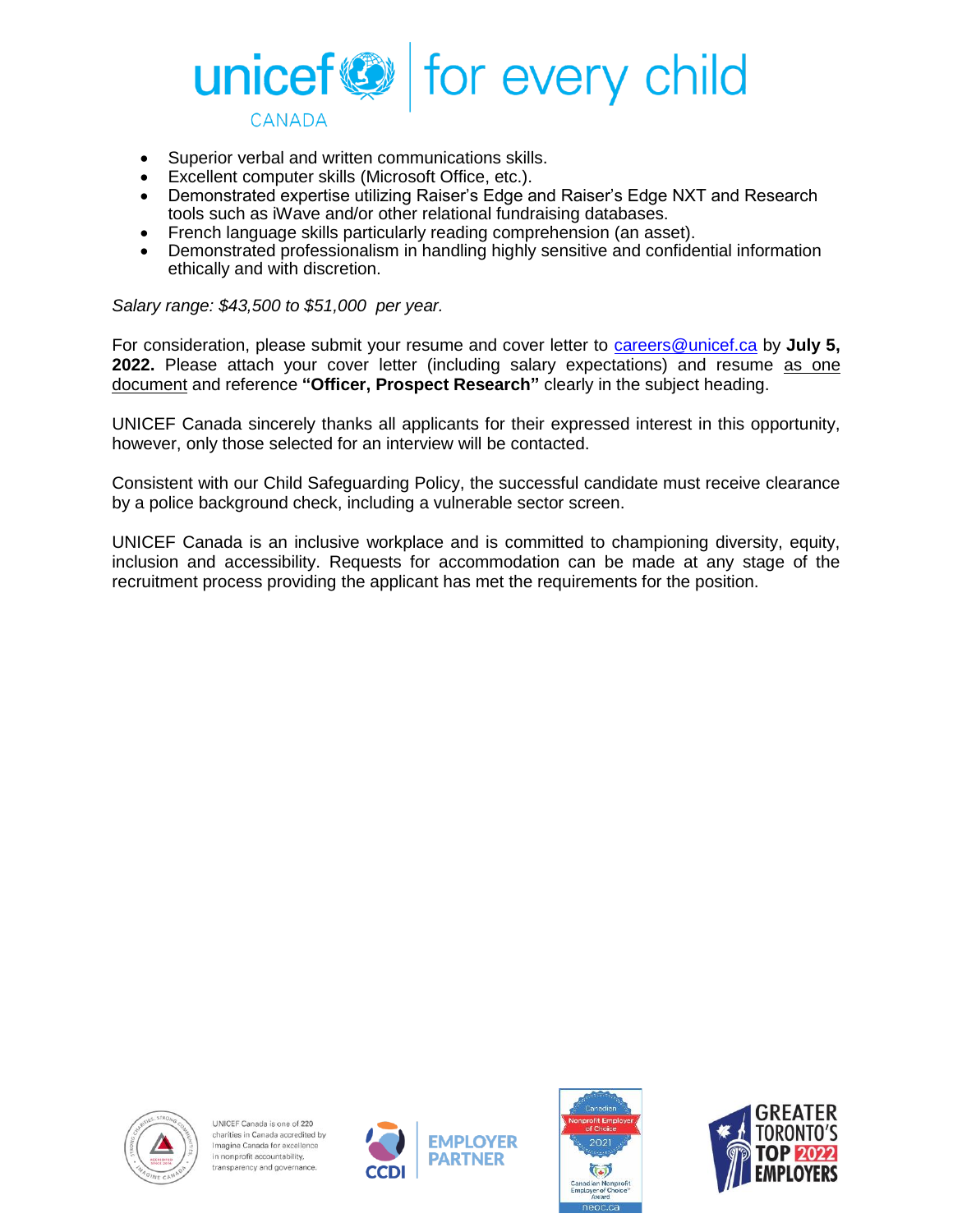- Superior verbal and written communications skills.
- Excellent computer skills (Microsoft Office, etc.).
- Demonstrated expertise utilizing Raiser's Edge and Raiser's Edge NXT and Research tools such as iWave and/or other relational fundraising databases.
- French language skills particularly reading comprehension (an asset).
- Demonstrated professionalism in handling highly sensitive and confidential information ethically and with discretion.

*Salary range: $43,500 to $51,000 per year.*

For consideration, please submit your resume and cover letter to careers@unicef.ca by **July 5, 2022.** Please attach your cover letter (including salary expectations) and resume as one document and reference **"Officer, Prospect Research"** clearly in the subject heading.

UNICEF Canada sincerely thanks all applicants for their expressed interest in this opportunity, however, only those selected for an interview will be contacted.

Consistent with our Child Safeguarding Policy, the successful candidate must receive clearance by a police background check, including a vulnerable sector screen.

UNICEF Canada is an inclusive workplace and is committed to championing diversity, equity, inclusion and accessibility. Requests for accommodation can be made at any stage of the recruitment process providing the applicant has met the requirements for the position.

UNICEF Canada is one of 220 charities in Canada accredited by Imagine Canada for excellence in nonprofit accountability, transparency and governance.